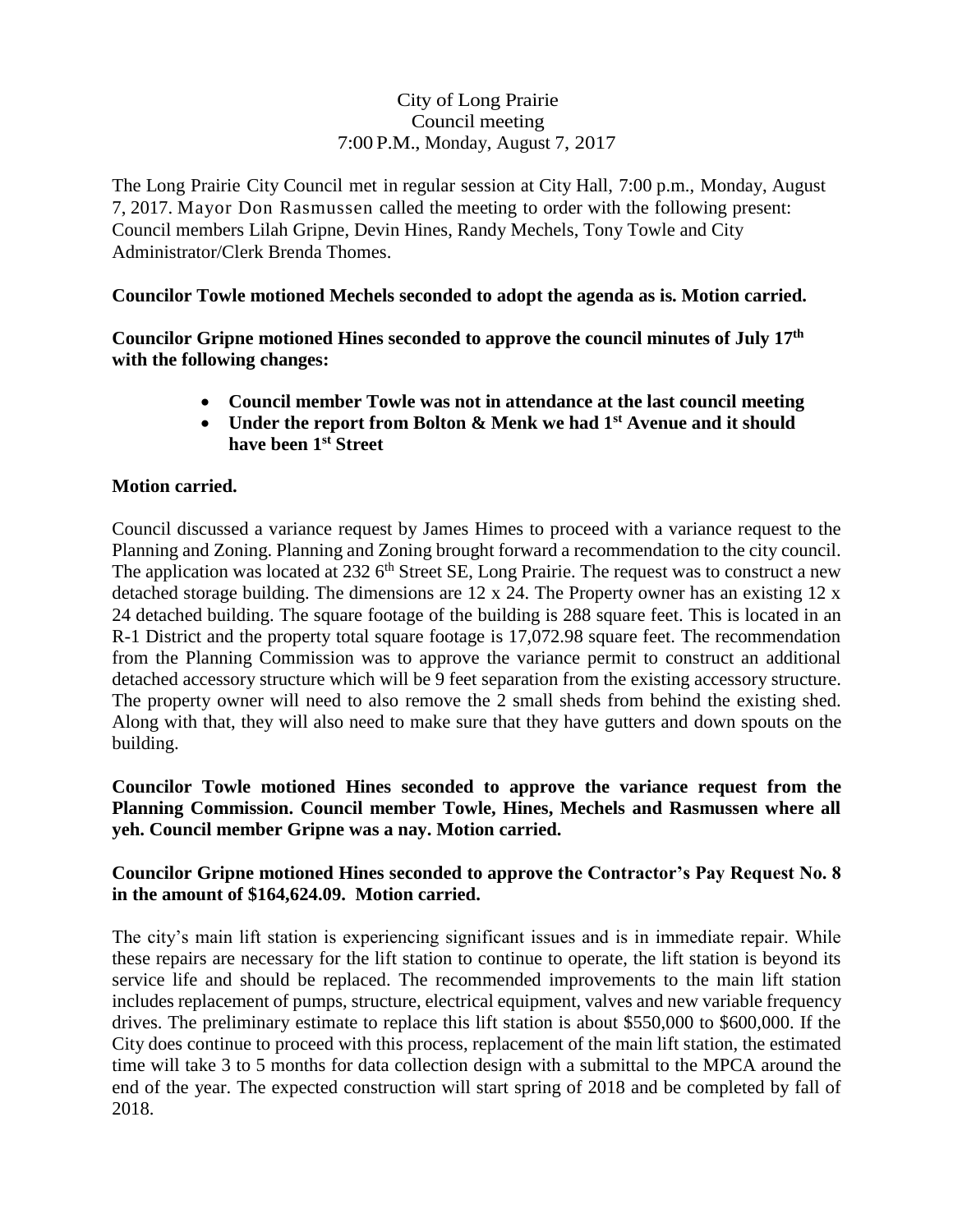City of Long Prairie
Council meeting
7:00 P.M., Monday, August 7, 2017

The Long Prairie City Council met in regular session at City Hall, 7:00 p.m., Monday, August 7, 2017. Mayor Don Rasmussen called the meeting to order with the following present: Council members Lilah Gripne, Devin Hines, Randy Mechels, Tony Towle and City Administrator/Clerk Brenda Thomes.

**Councilor Towle motioned Mechels seconded to adopt the agenda as is. Motion carried.**

**Councilor Gripne motioned Hines seconded to approve the council minutes of July 17th with the following changes:**

- **Council member Towle was not in attendance at the last council meeting**
- **Under the report from Bolton & Menk we had 1st Avenue and it should have been 1st Street**

**Motion carried.**

Council discussed a variance request by James Himes to proceed with a variance request to the Planning and Zoning. Planning and Zoning brought forward a recommendation to the city council. The application was located at 232 6th Street SE, Long Prairie. The request was to construct a new detached storage building. The dimensions are 12 x 24. The Property owner has an existing 12 x 24 detached building. The square footage of the building is 288 square feet. This is located in an R-1 District and the property total square footage is 17,072.98 square feet. The recommendation from the Planning Commission was to approve the variance permit to construct an additional detached accessory structure which will be 9 feet separation from the existing accessory structure. The property owner will need to also remove the 2 small sheds from behind the existing shed. Along with that, they will also need to make sure that they have gutters and down spouts on the building.

**Councilor Towle motioned Hines seconded to approve the variance request from the Planning Commission. Council member Towle, Hines, Mechels and Rasmussen where all yeh. Council member Gripne was a nay. Motion carried.**

**Councilor Gripne motioned Hines seconded to approve the Contractor's Pay Request No. 8 in the amount of $164,624.09. Motion carried.**

The city's main lift station is experiencing significant issues and is in immediate repair. While these repairs are necessary for the lift station to continue to operate, the lift station is beyond its service life and should be replaced. The recommended improvements to the main lift station includes replacement of pumps, structure, electrical equipment, valves and new variable frequency drives. The preliminary estimate to replace this lift station is about $550,000 to $600,000. If the City does continue to proceed with this process, replacement of the main lift station, the estimated time will take 3 to 5 months for data collection design with a submittal to the MPCA around the end of the year. The expected construction will start spring of 2018 and be completed by fall of 2018.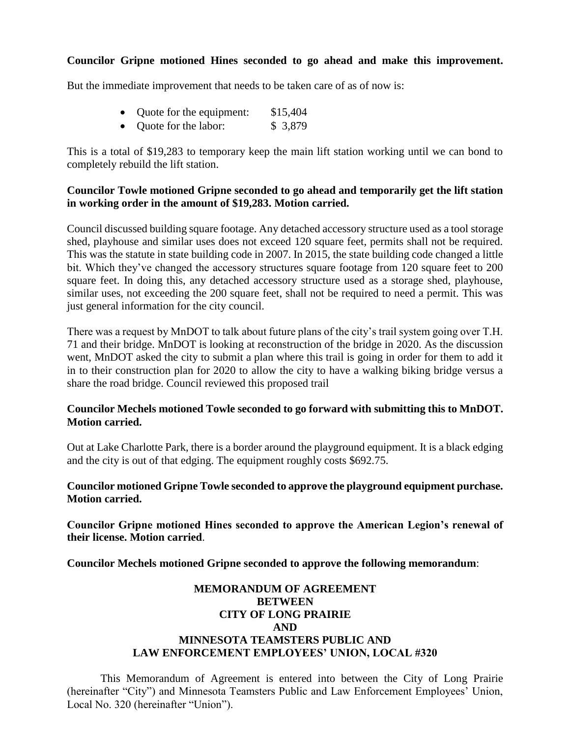**Councilor Gripne motioned Hines seconded to go ahead and make this improvement.**

But the immediate improvement that needs to be taken care of as of now is:

- Quote for the equipment: $15,404
- Quote for the labor: $ 3,879

This is a total of $19,283 to temporary keep the main lift station working until we can bond to completely rebuild the lift station.

**Councilor Towle motioned Gripne seconded to go ahead and temporarily get the lift station in working order in the amount of $19,283. Motion carried.**

Council discussed building square footage. Any detached accessory structure used as a tool storage shed, playhouse and similar uses does not exceed 120 square feet, permits shall not be required. This was the statute in state building code in 2007. In 2015, the state building code changed a little bit. Which they've changed the accessory structures square footage from 120 square feet to 200 square feet. In doing this, any detached accessory structure used as a storage shed, playhouse, similar uses, not exceeding the 200 square feet, shall not be required to need a permit. This was just general information for the city council.

There was a request by MnDOT to talk about future plans of the city's trail system going over T.H. 71 and their bridge. MnDOT is looking at reconstruction of the bridge in 2020. As the discussion went, MnDOT asked the city to submit a plan where this trail is going in order for them to add it in to their construction plan for 2020 to allow the city to have a walking biking bridge versus a share the road bridge. Council reviewed this proposed trail

**Councilor Mechels motioned Towle seconded to go forward with submitting this to MnDOT. Motion carried.**

Out at Lake Charlotte Park, there is a border around the playground equipment. It is a black edging and the city is out of that edging. The equipment roughly costs $692.75.

**Councilor motioned Gripne Towle seconded to approve the playground equipment purchase. Motion carried.**

**Councilor Gripne motioned Hines seconded to approve the American Legion's renewal of their license. Motion carried**.

**Councilor Mechels motioned Gripne seconded to approve the following memorandum**:

**MEMORANDUM OF AGREEMENT**
**BETWEEN**
**CITY OF LONG PRAIRIE**
**AND**
**MINNESOTA TEAMSTERS PUBLIC AND**
**LAW ENFORCEMENT EMPLOYEES' UNION, LOCAL #320**

This Memorandum of Agreement is entered into between the City of Long Prairie (hereinafter "City") and Minnesota Teamsters Public and Law Enforcement Employees' Union, Local No. 320 (hereinafter "Union").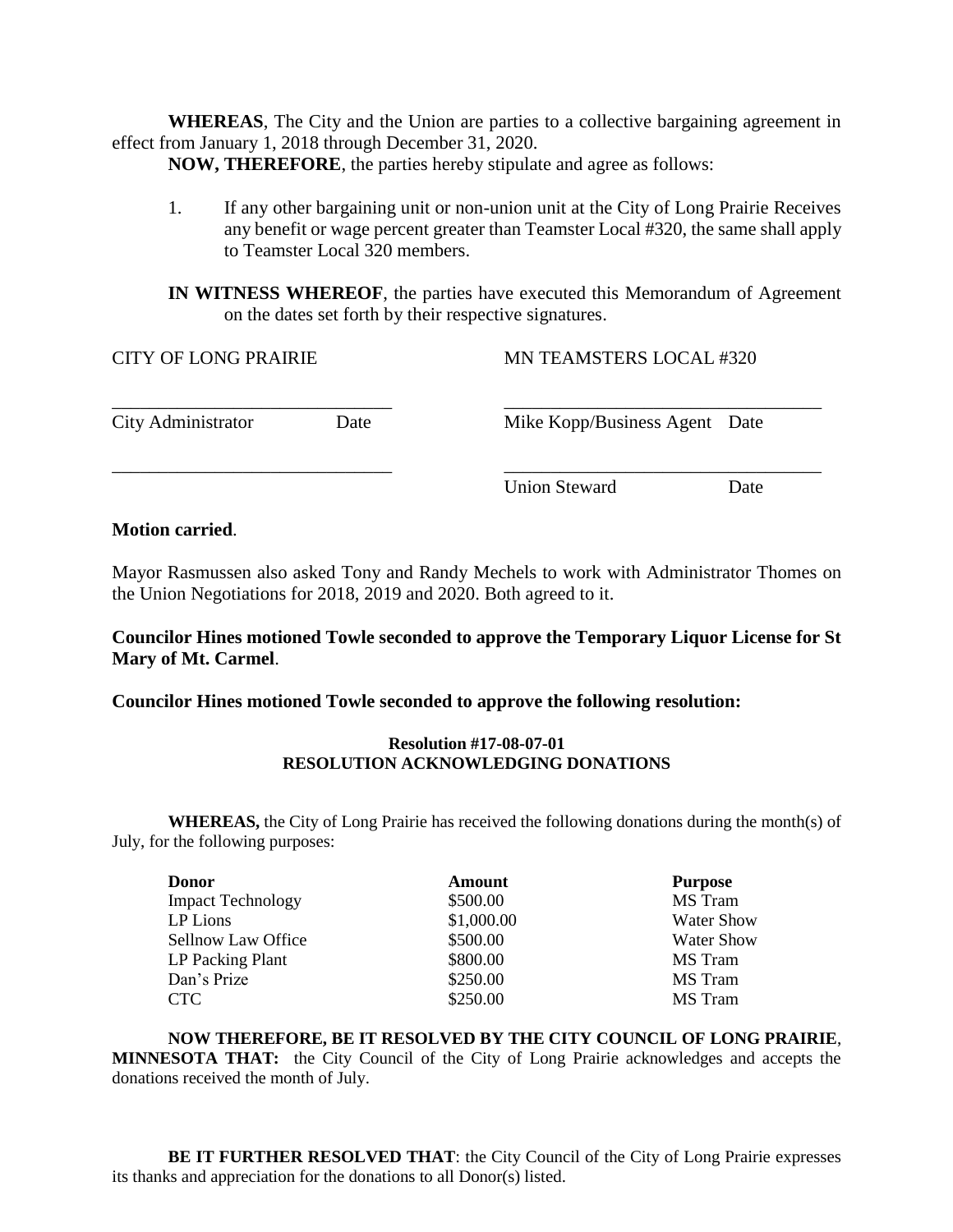**WHEREAS**, The City and the Union are parties to a collective bargaining agreement in effect from January 1, 2018 through December 31, 2020.

**NOW, THEREFORE**, the parties hereby stipulate and agree as follows:

1. If any other bargaining unit or non-union unit at the City of Long Prairie Receives any benefit or wage percent greater than Teamster Local #320, the same shall apply to Teamster Local 320 members.

**IN WITNESS WHEREOF**, the parties have executed this Memorandum of Agreement on the dates set forth by their respective signatures.

| CITY OF LONG PRAIRIE | MN TEAMSTERS LOCAL #320 |
|---|---|
| ______________________________ | ______________________________ |
| City Administrator Date | Mike Kopp/Business Agent Date |
| ______________________________ | ______________________________ |
| | Union Steward Date |

**Motion carried**.

Mayor Rasmussen also asked Tony and Randy Mechels to work with Administrator Thomes on the Union Negotiations for 2018, 2019 and 2020. Both agreed to it.

**Councilor Hines motioned Towle seconded to approve the Temporary Liquor License for St Mary of Mt. Carmel**.

**Councilor Hines motioned Towle seconded to approve the following resolution:**

**Resolution #17-08-07-01**
**RESOLUTION ACKNOWLEDGING DONATIONS**

**WHEREAS,** the City of Long Prairie has received the following donations during the month(s) of July, for the following purposes:

| Donor | Amount | Purpose |
|---|---|---|
| Impact Technology | \$500.00 | MS Tram |
| LP Lions | \$1,000.00 | Water Show |
| Sellnow Law Office | \$500.00 | Water Show |
| LP Packing Plant | \$800.00 | MS Tram |
| Dan's Prize | \$250.00 | MS Tram |
| CTC | \$250.00 | MS Tram |

**NOW THEREFORE, BE IT RESOLVED BY THE CITY COUNCIL OF LONG PRAIRIE, MINNESOTA THAT:** the City Council of the City of Long Prairie acknowledges and accepts the donations received the month of July.

**BE IT FURTHER RESOLVED THAT**: the City Council of the City of Long Prairie expresses its thanks and appreciation for the donations to all Donor(s) listed.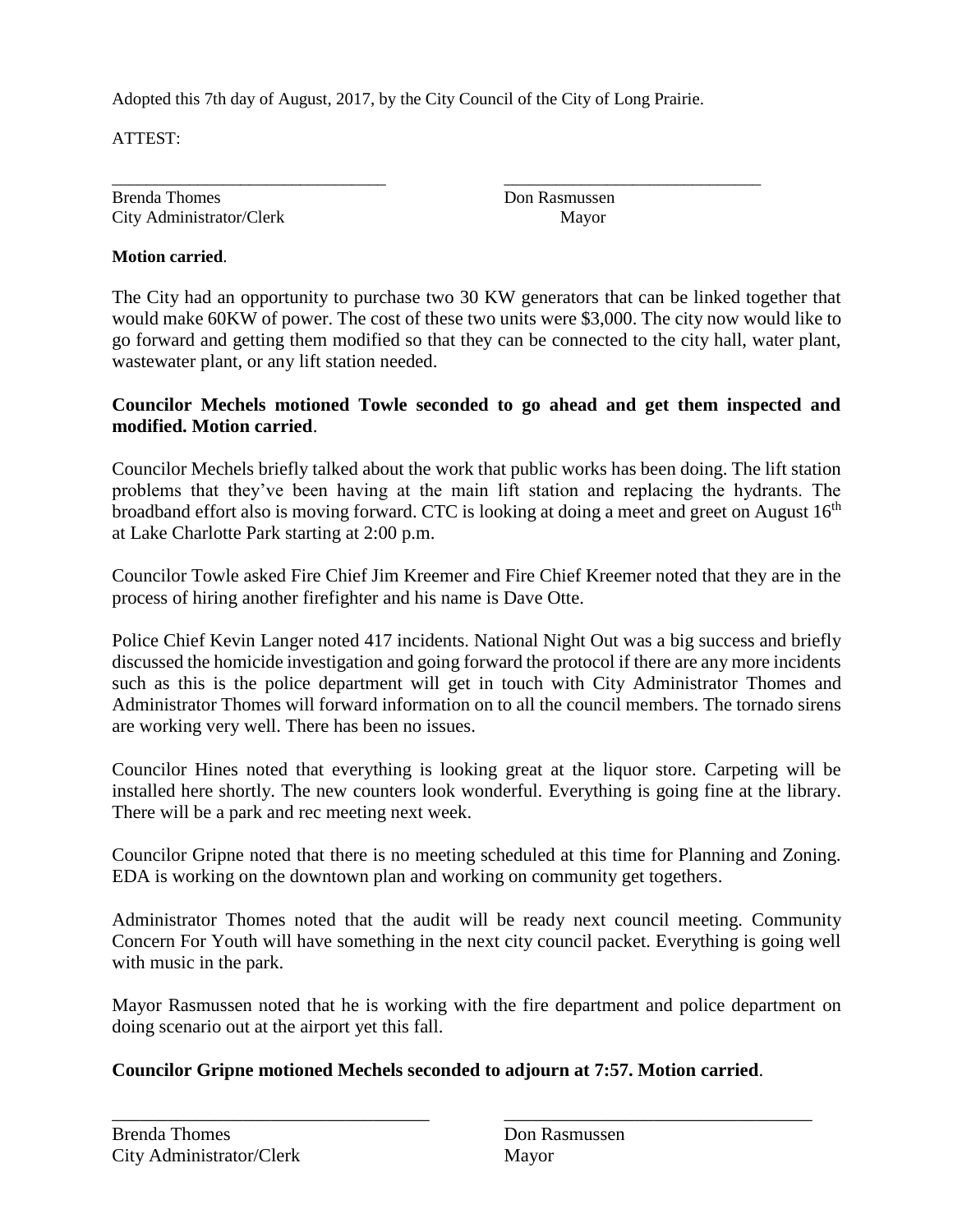Adopted this 7th day of August, 2017, by the City Council of the City of Long Prairie.

ATTEST:

\_\_\_\_\_\_\_\_\_\_\_\_\_\_\_\_\_\_\_\_\_\_\_\_\_\_\_\_\_\_\_\_ \_\_\_\_\_\_\_\_\_\_\_\_\_\_\_\_\_\_\_\_\_\_\_\_\_\_\_\_\_\_

Brenda Thomes Don Rasmussen
City Administrator/Clerk Mayor

**Motion carried**.

The City had an opportunity to purchase two 30 KW generators that can be linked together that would make 60KW of power. The cost of these two units were $3,000. The city now would like to go forward and getting them modified so that they can be connected to the city hall, water plant, wastewater plant, or any lift station needed.

**Councilor Mechels motioned Towle seconded to go ahead and get them inspected and modified. Motion carried**.

Councilor Mechels briefly talked about the work that public works has been doing. The lift station problems that they've been having at the main lift station and replacing the hydrants. The broadband effort also is moving forward. CTC is looking at doing a meet and greet on August 16th at Lake Charlotte Park starting at 2:00 p.m.

Councilor Towle asked Fire Chief Jim Kreemer and Fire Chief Kreemer noted that they are in the process of hiring another firefighter and his name is Dave Otte.

Police Chief Kevin Langer noted 417 incidents. National Night Out was a big success and briefly discussed the homicide investigation and going forward the protocol if there are any more incidents such as this is the police department will get in touch with City Administrator Thomes and Administrator Thomes will forward information on to all the council members. The tornado sirens are working very well. There has been no issues.

Councilor Hines noted that everything is looking great at the liquor store. Carpeting will be installed here shortly. The new counters look wonderful. Everything is going fine at the library. There will be a park and rec meeting next week.

Councilor Gripne noted that there is no meeting scheduled at this time for Planning and Zoning. EDA is working on the downtown plan and working on community get togethers.

Administrator Thomes noted that the audit will be ready next council meeting. Community Concern For Youth will have something in the next city council packet. Everything is going well with music in the park.

Mayor Rasmussen noted that he is working with the fire department and police department on doing scenario out at the airport yet this fall.

**Councilor Gripne motioned Mechels seconded to adjourn at 7:57. Motion carried**.

\_\_\_\_\_\_\_\_\_\_\_\_\_\_\_\_\_\_\_\_\_\_\_\_\_\_\_\_\_\_\_\_\_\_ \_\_\_\_\_\_\_\_\_\_\_\_\_\_\_\_\_\_\_\_\_\_\_\_\_\_\_\_\_\_\_\_\_

Brenda Thomes Don Rasmussen
City Administrator/Clerk Mayor